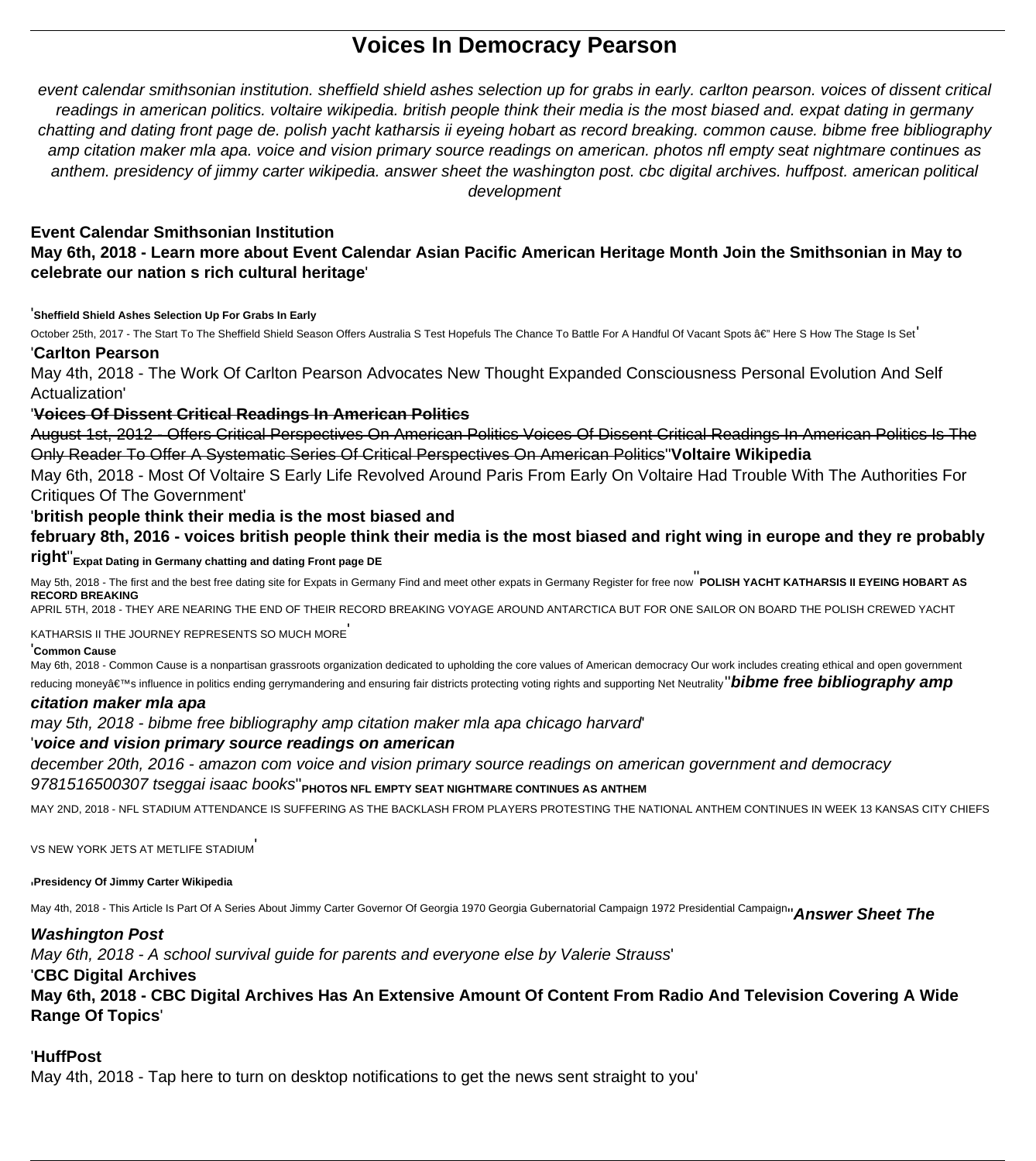# Voices In Democracy Pearson

*event calendar smithsonian institution. sheffield shield ashes selection up for grabs in early. carlton pearson. voices of dissent critical readings in american politics. voltaire wikipedia. british people think their media is the most biased and. expat dating in germany chatting and dating front page de. polish yacht katharsis ii eyeing hobart as record breaking. common cause. bibme free bibliography amp citation maker mla apa. voice and vision primary source readings on american. photos nfl empty seat nightmare continues as anthem. presidency of jimmy carter wikipedia. answer sheet the washington post. cbc digital archives. huffpost. american political development*

**Event Calendar Smithsonian Institution**

**May 6th, 2018 - Learn more about Event Calendar Asian Pacific American Heritage Month Join the Smithsonian in May to celebrate our nation s rich cultural heritage**'

'**Sheffield Shield Ashes Selection Up For Grabs In Early**

October 25th, 2017 - The Start To The Sheffield Shield Season Offers Australia S Test Hopefuls The Chance To Battle For A Handful Of Vacant Spots â€" Here S How The Stage Is Set'

'**Carlton Pearson**

May 4th, 2018 - The Work Of Carlton Pearson Advocates New Thought Expanded Consciousness Personal Evolution And Self Actualization'

'~~**Voices Of Dissent Critical Readings In American Politics**~~

~~August 1st, 2012 - Offers Critical Perspectives On American Politics Voices Of Dissent Critical Readings In American Politics Is The Only Reader To Offer A Systematic Series Of Critical Perspectives On American Politics~~''**Voltaire Wikipedia**

May 6th, 2018 - Most Of Voltaire S Early Life Revolved Around Paris From Early On Voltaire Had Trouble With The Authorities For Critiques Of The Government'

'**british people think their media is the most biased and**

**february 8th, 2016 - voices british people think their media is the most biased and right wing in europe and they re probably right**''**Expat Dating in Germany chatting and dating Front page DE**

May 5th, 2018 - The first and the best free dating site for Expats in Germany Find and meet other expats in Germany Register for free now''**POLISH YACHT KATHARSIS II EYEING HOBART AS RECORD BREAKING**

APRIL 5TH, 2018 - THEY ARE NEARING THE END OF THEIR RECORD BREAKING VOYAGE AROUND ANTARCTICA BUT FOR ONE SAILOR ON BOARD THE POLISH CREWED YACHT KATHARSIS II THE JOURNEY REPRESENTS SO MUCH MORE'

'**Common Cause**

May 6th, 2018 - Common Cause is a nonpartisan grassroots organization dedicated to upholding the core values of American democracy Our work includes creating ethical and open government reducing moneyâ€™s influence in politics ending gerrymandering and ensuring fair districts protecting voting rights and supporting Net Neutrality''***bibme free bibliography amp citation maker mla apa***

*may 5th, 2018 - bibme free bibliography amp citation maker mla apa chicago harvard*'

'***voice and vision primary source readings on american***

*december 20th, 2016 - amazon com voice and vision primary source readings on american government and democracy 9781516500307 tseggai isaac books*''**PHOTOS NFL EMPTY SEAT NIGHTMARE CONTINUES AS ANTHEM**

MAY 2ND, 2018 - NFL STADIUM ATTENDANCE IS SUFFERING AS THE BACKLASH FROM PLAYERS PROTESTING THE NATIONAL ANTHEM CONTINUES IN WEEK 13 KANSAS CITY CHIEFS VS NEW YORK JETS AT METLIFE STADIUM'

'**Presidency Of Jimmy Carter Wikipedia**

May 4th, 2018 - This Article Is Part Of A Series About Jimmy Carter Governor Of Georgia 1970 Georgia Gubernatorial Campaign 1972 Presidential Campaign''***Answer Sheet The Washington Post***

*May 6th, 2018 - A school survival guide for parents and everyone else by Valerie Strauss*'

'**CBC Digital Archives**

**May 6th, 2018 - CBC Digital Archives Has An Extensive Amount Of Content From Radio And Television Covering A Wide Range Of Topics**'

'**HuffPost**

May 4th, 2018 - Tap here to turn on desktop notifications to get the news sent straight to you'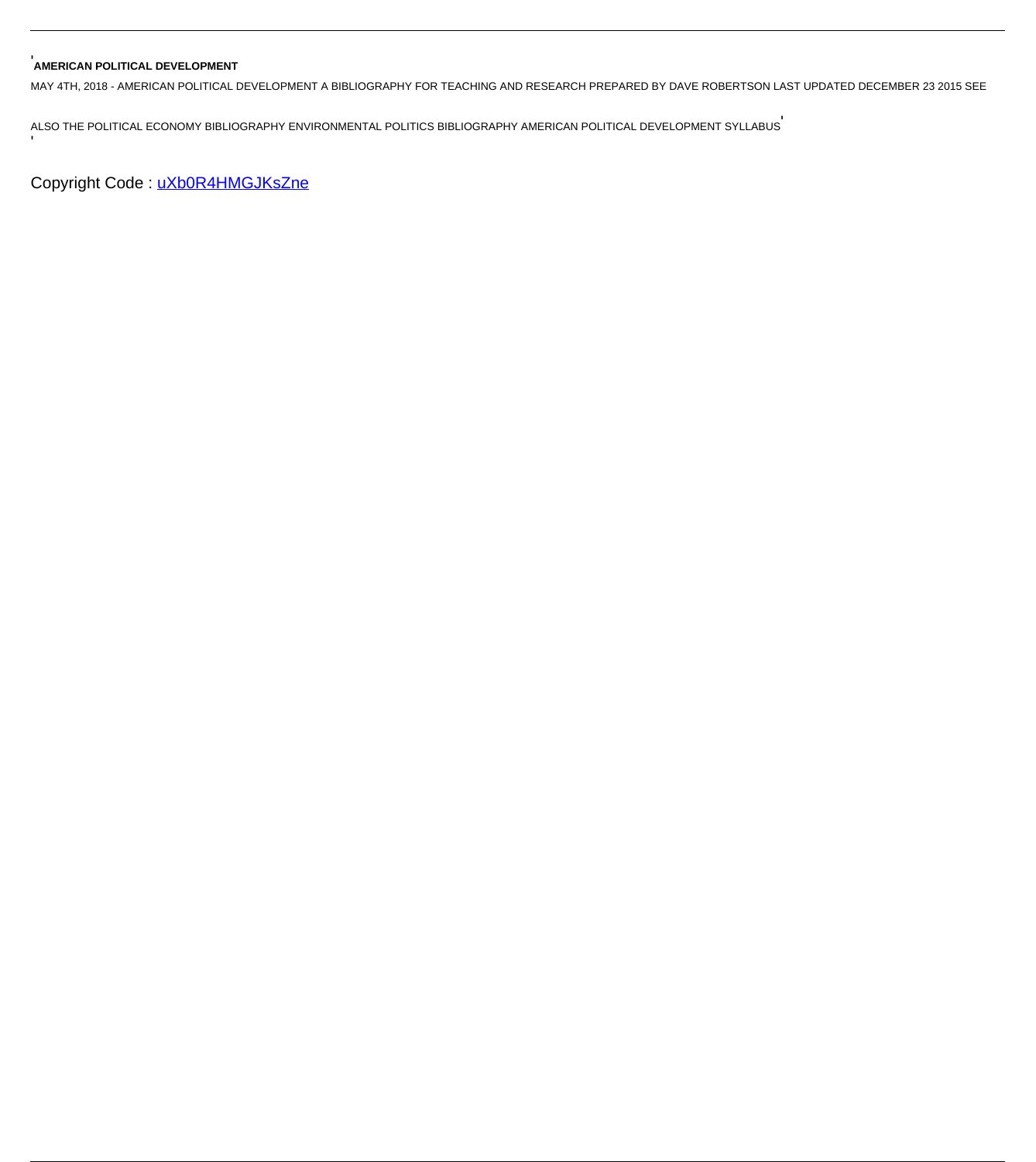'**AMERICAN POLITICAL DEVELOPMENT**

MAY 4TH, 2018 - AMERICAN POLITICAL DEVELOPMENT A BIBLIOGRAPHY FOR TEACHING AND RESEARCH PREPARED BY DAVE ROBERTSON LAST UPDATED DECEMBER 23 2015 SEE ALSO THE POLITICAL ECONOMY BIBLIOGRAPHY ENVIRONMENTAL POLITICS BIBLIOGRAPHY AMERICAN POLITICAL DEVELOPMENT SYLLABUS'
'

Copyright Code : uXb0R4HMGJKsZne